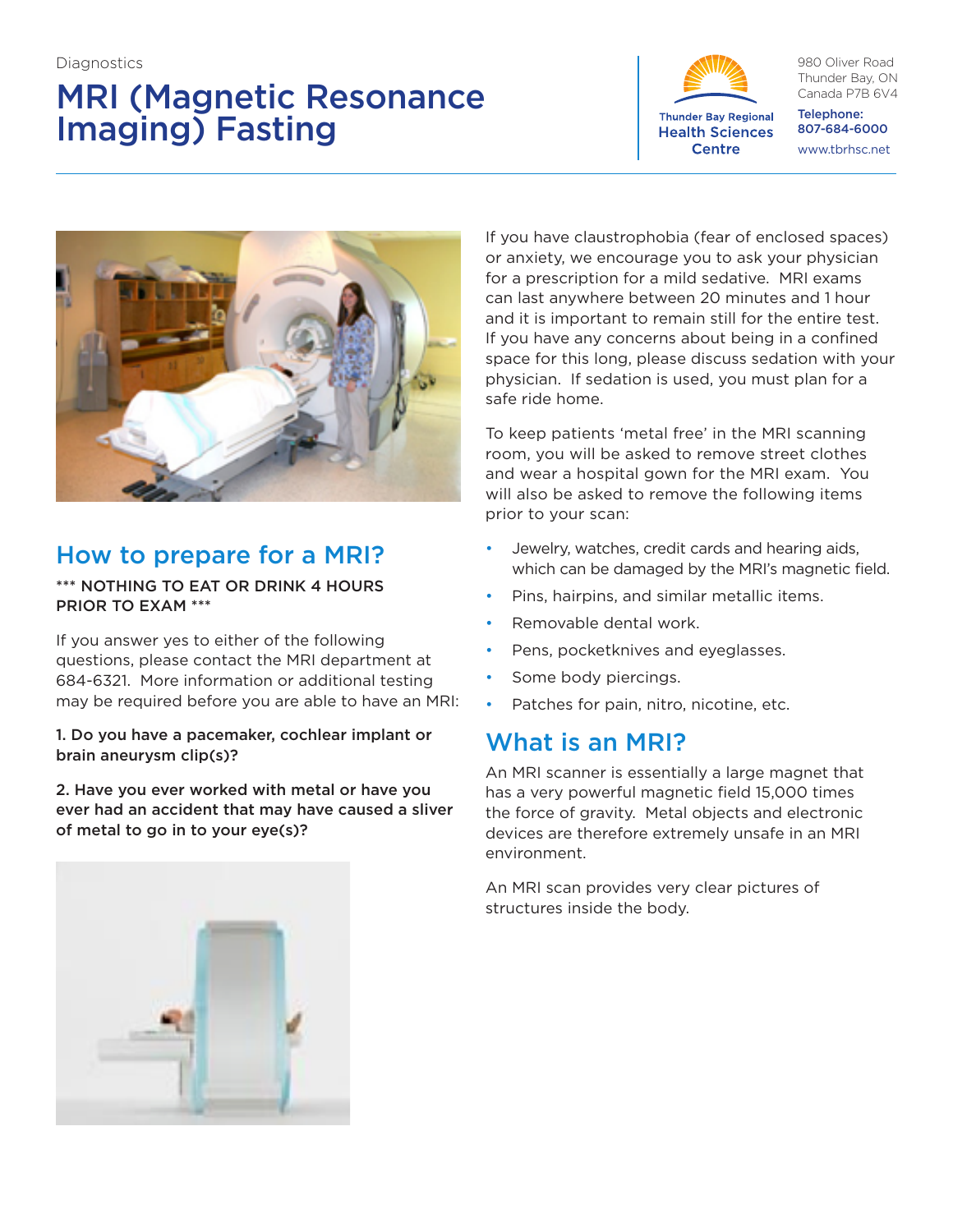Diagnostics

# MRI (Magnetic Resonance Imaging) Fasting

Thunder Bay Regional Health Sciences Centre

980 Oliver Road
Thunder Bay, ON
Canada P7B 6V4

**Telephone:**
**807-684-6000**

www.tbrhsc.net

## How to prepare for a MRI?

\*\*\* NOTHING TO EAT OR DRINK 4 HOURS PRIOR TO EXAM \*\*\*

If you answer yes to either of the following questions, please contact the MRI department at 684-6321. More information or additional testing may be required before you are able to have an MRI:

**1. Do you have a pacemaker, cochlear implant or brain aneurysm clip(s)?**

**2. Have you ever worked with metal or have you ever had an accident that may have caused a sliver of metal to go in to your eye(s)?**

If you have claustrophobia (fear of enclosed spaces) or anxiety, we encourage you to ask your physician for a prescription for a mild sedative. MRI exams can last anywhere between 20 minutes and 1 hour and it is important to remain still for the entire test. If you have any concerns about being in a confined space for this long, please discuss sedation with your physician. If sedation is used, you must plan for a safe ride home.

To keep patients 'metal free' in the MRI scanning room, you will be asked to remove street clothes and wear a hospital gown for the MRI exam. You will also be asked to remove the following items prior to your scan:

- Jewelry, watches, credit cards and hearing aids, which can be damaged by the MRI's magnetic field.
- Pins, hairpins, and similar metallic items.
- Removable dental work.
- Pens, pocketknives and eyeglasses.
- Some body piercings.
- Patches for pain, nitro, nicotine, etc.

## What is an MRI?

An MRI scanner is essentially a large magnet that has a very powerful magnetic field 15,000 times the force of gravity. Metal objects and electronic devices are therefore extremely unsafe in an MRI environment.

An MRI scan provides very clear pictures of structures inside the body.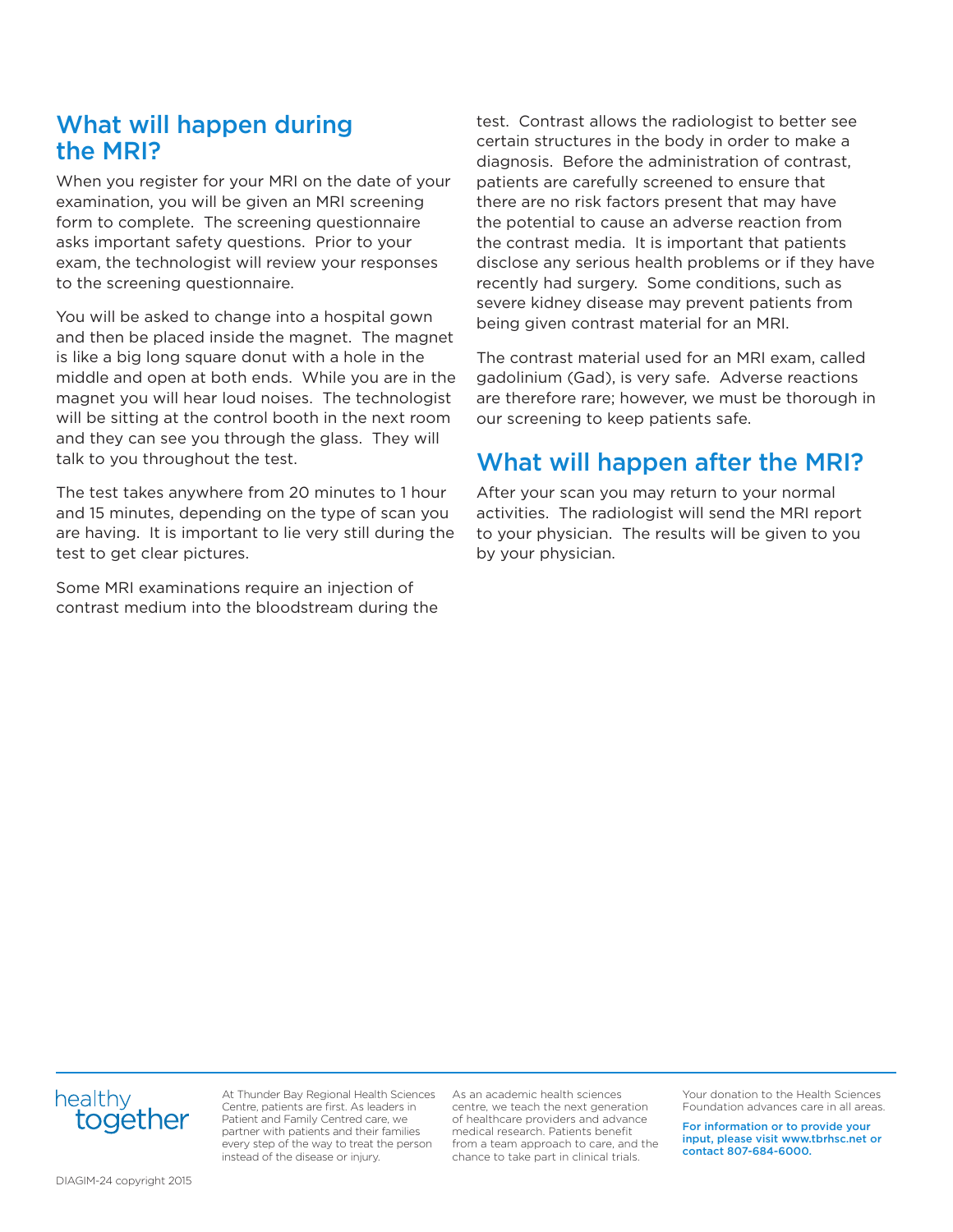## What will happen during the MRI?

When you register for your MRI on the date of your examination, you will be given an MRI screening form to complete. The screening questionnaire asks important safety questions. Prior to your exam, the technologist will review your responses to the screening questionnaire.

You will be asked to change into a hospital gown and then be placed inside the magnet. The magnet is like a big long square donut with a hole in the middle and open at both ends. While you are in the magnet you will hear loud noises. The technologist will be sitting at the control booth in the next room and they can see you through the glass. They will talk to you throughout the test.

The test takes anywhere from 20 minutes to 1 hour and 15 minutes, depending on the type of scan you are having. It is important to lie very still during the test to get clear pictures.

Some MRI examinations require an injection of contrast medium into the bloodstream during the test. Contrast allows the radiologist to better see certain structures in the body in order to make a diagnosis. Before the administration of contrast, patients are carefully screened to ensure that there are no risk factors present that may have the potential to cause an adverse reaction from the contrast media. It is important that patients disclose any serious health problems or if they have recently had surgery. Some conditions, such as severe kidney disease may prevent patients from being given contrast material for an MRI.

The contrast material used for an MRI exam, called gadolinium (Gad), is very safe. Adverse reactions are therefore rare; however, we must be thorough in our screening to keep patients safe.

## What will happen after the MRI?

After your scan you may return to your normal activities. The radiologist will send the MRI report to your physician. The results will be given to you by your physician.

healthy together

At Thunder Bay Regional Health Sciences Centre, patients are first. As leaders in Patient and Family Centred care, we partner with patients and their families every step of the way to treat the person instead of the disease or injury.

As an academic health sciences centre, we teach the next generation of healthcare providers and advance medical research. Patients benefit from a team approach to care, and the chance to take part in clinical trials.

Your donation to the Health Sciences Foundation advances care in all areas.

**For information or to provide your input, please visit www.tbrhsc.net or contact 807-684-6000.**

DIAGIM-24 copyright 2015